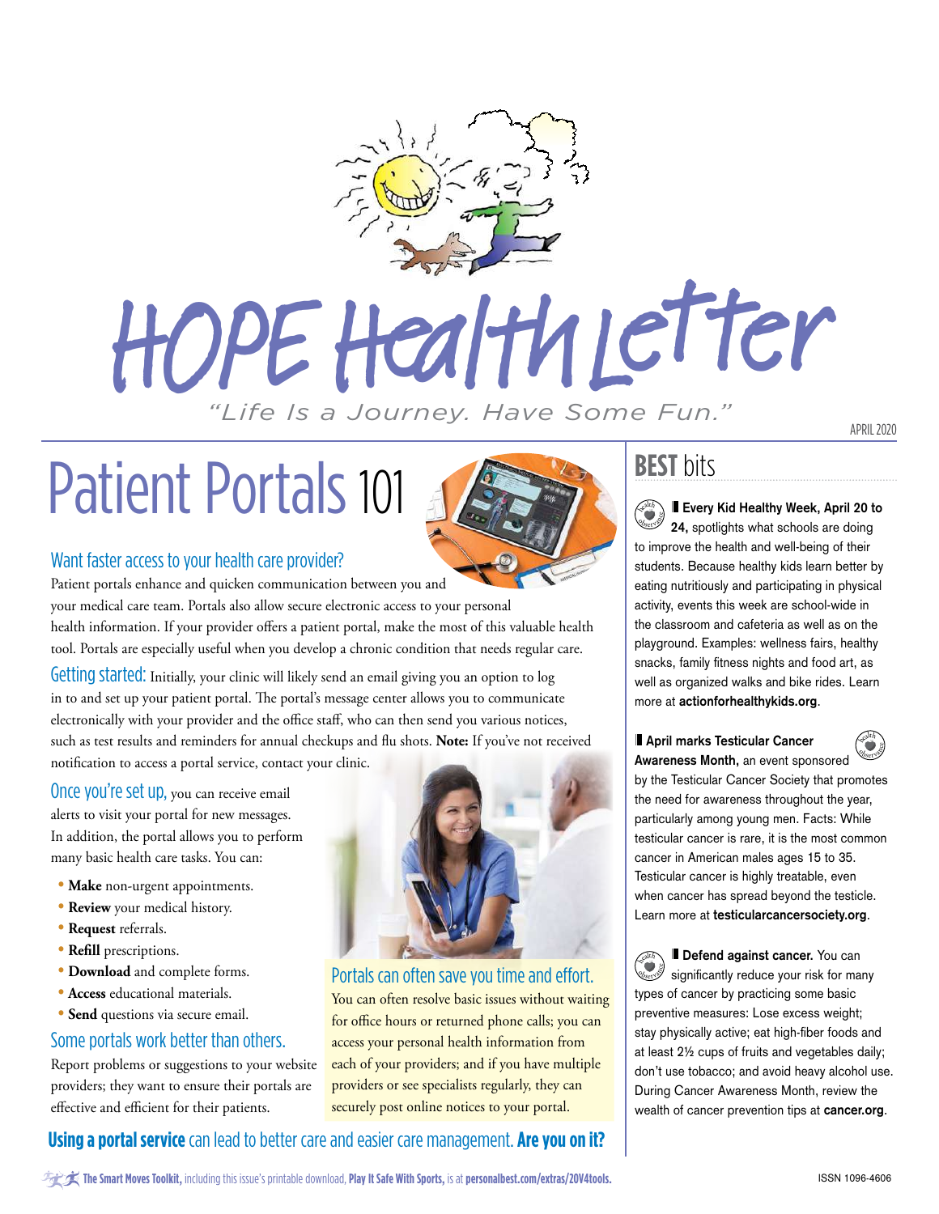# HOPE Health Letter

*"Life Is a Journey. Have Some Fun."*

APRIL 2020

## Patient Portals 101

### Want faster access to your health care provider?

Patient portals enhance and quicken communication between you and your medical care team. Portals also allow secure electronic access to your personal health information. If your provider offers a patient portal, make the most of this valuable health tool. Portals are especially useful when you develop a chronic condition that needs regular care.

**Getting started:** Initially, your clinic will likely send an email giving you an option to log in to and set up your patient portal. The portal's message center allows you to communicate electronically with your provider and the office staff, who can then send you various notices, such as test results and reminders for annual checkups and flu shots. **Note:** If you've not received notification to access a portal service, contact your clinic.

**Once you're set up,** you can receive email alerts to visit your portal for new messages. In addition, the portal allows you to perform many basic health care tasks. You can:

- **Make** non-urgent appointments.
- **Review** your medical history.
- **Request** referrals.
- **Refill** prescriptions.
- **Download** and complete forms.
- **Access** educational materials.
- **Send** questions via secure email.

### Some portals work better than others.

Report problems or suggestions to your website providers; they want to ensure their portals are effective and efficient for their patients.

### Portals can often save you time and effort.

You can often resolve basic issues without waiting for office hours or returned phone calls; you can access your personal health information from each of your providers; and if you have multiple providers or see specialists regularly, they can securely post online notices to your portal.

**Using a portal service** can lead to better care and easier care management. **Are you on it?**

## BEST bits

**Every Kid Healthy Week, April 20 to 24,** spotlights what schools are doing to improve the health and well-being of their students. Because healthy kids learn better by eating nutritiously and participating in physical activity, events this week are school-wide in the classroom and cafeteria as well as on the playground. Examples: wellness fairs, healthy snacks, family fitness nights and food art, as well as organized walks and bike rides. Learn more at **actionforhealthykids.org**.

**April marks Testicular Cancer Awareness Month,** an event sponsored by the Testicular Cancer Society that promotes the need for awareness throughout the year, particularly among young men. Facts: While testicular cancer is rare, it is the most common cancer in American males ages 15 to 35. Testicular cancer is highly treatable, even when cancer has spread beyond the testicle. Learn more at **testicularcancersociety.org**.

**Defend against cancer.** You can significantly reduce your risk for many types of cancer by practicing some basic preventive measures: Lose excess weight; stay physically active; eat high-fiber foods and at least 2½ cups of fruits and vegetables daily; don't use tobacco; and avoid heavy alcohol use. During Cancer Awareness Month, review the wealth of cancer prevention tips at **cancer.org**.

**The Smart Moves Toolkit,** including this issue's printable download, **Play It Safe With Sports,** is at **personalbest.com/extras/20V4tools.**

ISSN 1096-4606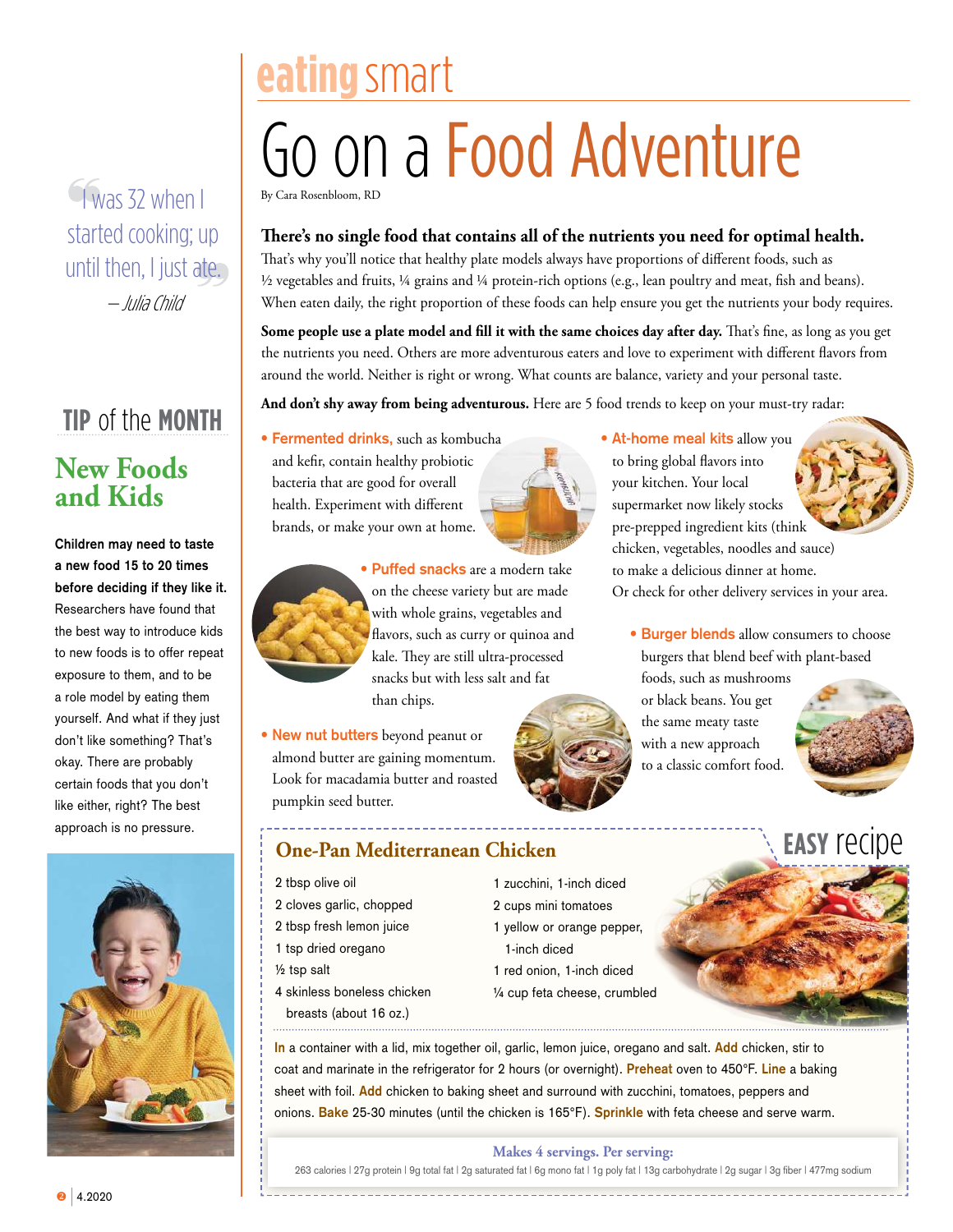# eating smart

# Go on a Food Adventure

By Cara Rosenbloom, RD

**There's no single food that contains all of the nutrients you need for optimal health.** That's why you'll notice that healthy plate models always have proportions of different foods, such as ½ vegetables and fruits, ¼ grains and ¼ protein-rich options (e.g., lean poultry and meat, fish and beans). When eaten daily, the right proportion of these foods can help ensure you get the nutrients your body requires.

**Some people use a plate model and fill it with the same choices day after day.** That's fine, as long as you get the nutrients you need. Others are more adventurous eaters and love to experiment with different flavors from around the world. Neither is right or wrong. What counts are balance, variety and your personal taste.

**And don't shy away from being adventurous.** Here are 5 food trends to keep on your must-try radar:

- **Fermented drinks,** such as kombucha and kefir, contain healthy probiotic bacteria that are good for overall health. Experiment with different brands, or make your own at home.
- **Puffed snacks** are a modern take on the cheese variety but are made with whole grains, vegetables and flavors, such as curry or quinoa and kale. They are still ultra-processed snacks but with less salt and fat than chips.
- **New nut butters** beyond peanut or almond butter are gaining momentum. Look for macadamia butter and roasted pumpkin seed butter.
- **At-home meal kits** allow you to bring global flavors into your kitchen. Your local supermarket now likely stocks pre-prepped ingredient kits (think chicken, vegetables, noodles and sauce) to make a delicious dinner at home. Or check for other delivery services in your area.
- **Burger blends** allow consumers to choose burgers that blend beef with plant-based foods, such as mushrooms or black beans. You get the same meaty taste with a new approach to a classic comfort food.

## EASY recipe

### One-Pan Mediterranean Chicken

- 2 tbsp olive oil
- 2 cloves garlic, chopped
- 2 tbsp fresh lemon juice
- 1 tsp dried oregano
- ½ tsp salt
- 4 skinless boneless chicken breasts (about 16 oz.)
- 1 zucchini, 1-inch diced
- 2 cups mini tomatoes
- 1 yellow or orange pepper, 1-inch diced
- 1 red onion, 1-inch diced
- ¼ cup feta cheese, crumbled

**In** a container with a lid, mix together oil, garlic, lemon juice, oregano and salt. **Add** chicken, stir to coat and marinate in the refrigerator for 2 hours (or overnight). **Preheat** oven to 450°F. **Line** a baking sheet with foil. **Add** chicken to baking sheet and surround with zucchini, tomatoes, peppers and onions. **Bake** 25-30 minutes (until the chicken is 165°F). **Sprinkle** with feta cheese and serve warm.

**Makes 4 servings. Per serving:**

263 calories | 27g protein | 9g total fat | 2g saturated fat | 6g mono fat | 1g poly fat | 13g carbohydrate | 2g sugar | 3g fiber | 477mg sodium

---

> "I was 32 when I started cooking; up until then, I just ate."
> — *Julia Child*

## TIP of the MONTH

### New Foods and Kids

**Children may need to taste a new food 15 to 20 times before deciding if they like it.** Researchers have found that the best way to introduce kids to new foods is to offer repeat exposure to them, and to be a role model by eating them yourself. And what if they just don't like something? That's okay. There are probably certain foods that you don't like either, right? The best approach is no pressure.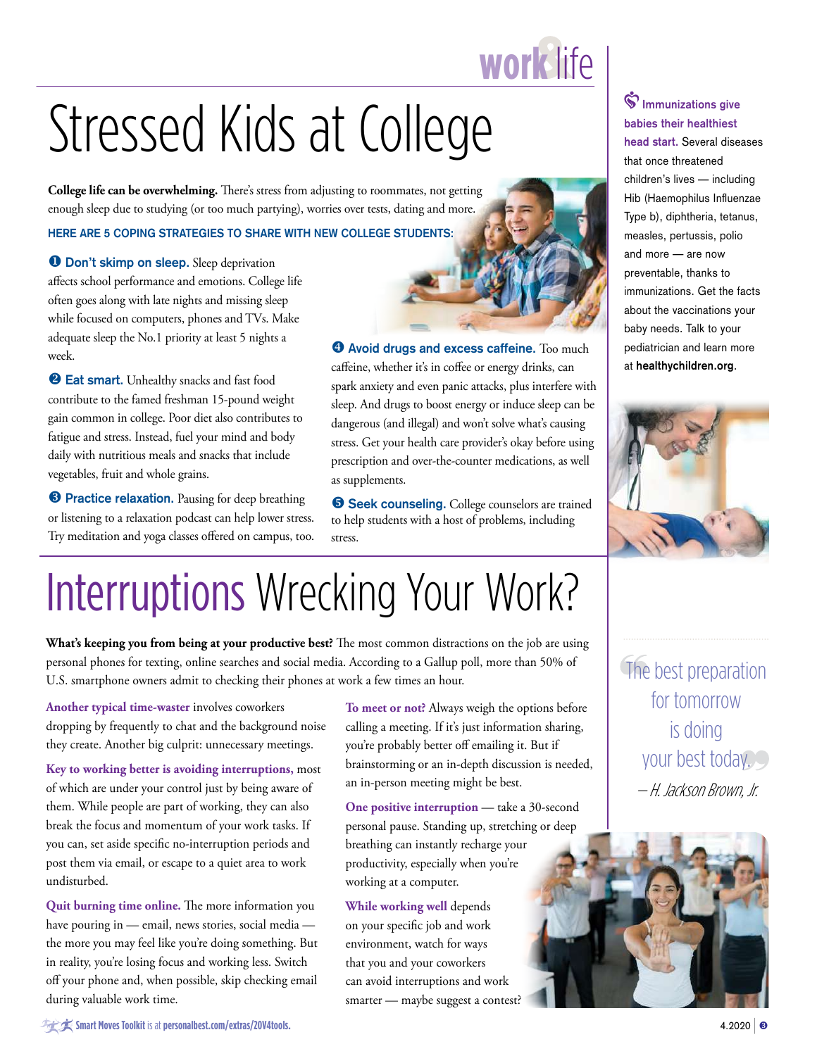# Stressed Kids at College

**College life can be overwhelming.** There's stress from adjusting to roommates, not getting enough sleep due to studying (or too much partying), worries over tests, dating and more.

**HERE ARE 5 COPING STRATEGIES TO SHARE WITH NEW COLLEGE STUDENTS:**

**1 Don't skimp on sleep.** Sleep deprivation affects school performance and emotions. College life often goes along with late nights and missing sleep while focused on computers, phones and TVs. Make adequate sleep the No.1 priority at least 5 nights a week.

**2 Eat smart.** Unhealthy snacks and fast food contribute to the famed freshman 15-pound weight gain common in college. Poor diet also contributes to fatigue and stress. Instead, fuel your mind and body daily with nutritious meals and snacks that include vegetables, fruit and whole grains.

**3 Practice relaxation.** Pausing for deep breathing or listening to a relaxation podcast can help lower stress. Try meditation and yoga classes offered on campus, too.

**4 Avoid drugs and excess caffeine.** Too much caffeine, whether it's in coffee or energy drinks, can spark anxiety and even panic attacks, plus interfere with sleep. And drugs to boost energy or induce sleep can be dangerous (and illegal) and won't solve what's causing stress. Get your health care provider's okay before using prescription and over-the-counter medications, as well as supplements.

**5 Seek counseling.** College counselors are trained to help students with a host of problems, including stress.

# Interruptions Wrecking Your Work?

**What's keeping you from being at your productive best?** The most common distractions on the job are using personal phones for texting, online searches and social media. According to a Gallup poll, more than 50% of U.S. smartphone owners admit to checking their phones at work a few times an hour.

**Another typical time-waster** involves coworkers dropping by frequently to chat and the background noise they create. Another big culprit: unnecessary meetings.

**Key to working better is avoiding interruptions,** most of which are under your control just by being aware of them. While people are part of working, they can also break the focus and momentum of your work tasks. If you can, set aside specific no-interruption periods and post them via email, or escape to a quiet area to work undisturbed.

**Quit burning time online.** The more information you have pouring in — email, news stories, social media — the more you may feel like you're doing something. But in reality, you're losing focus and working less. Switch off your phone and, when possible, skip checking email during valuable work time.

**To meet or not?** Always weigh the options before calling a meeting. If it's just information sharing, you're probably better off emailing it. But if brainstorming or an in-depth discussion is needed, an in-person meeting might be best.

**One positive interruption** — take a 30-second personal pause. Standing up, stretching or deep breathing can instantly recharge your productivity, especially when you're working at a computer.

**While working well** depends on your specific job and work environment, watch for ways that you and your coworkers can avoid interruptions and work smarter — maybe suggest a contest?

**Immunizations give babies their healthiest head start.** Several diseases that once threatened children's lives — including Hib (Haemophilus Influenzae Type b), diphtheria, tetanus, measles, pertussis, polio and more — are now preventable, thanks to immunizations. Get the facts about the vaccinations your baby needs. Talk to your pediatrician and learn more at **healthychildren.org**.

> The best preparation for tomorrow is doing your best today.
>
> *— H. Jackson Brown, Jr.*

**Smart Moves Toolkit** is at **personalbest.com/extras/20V4tools.**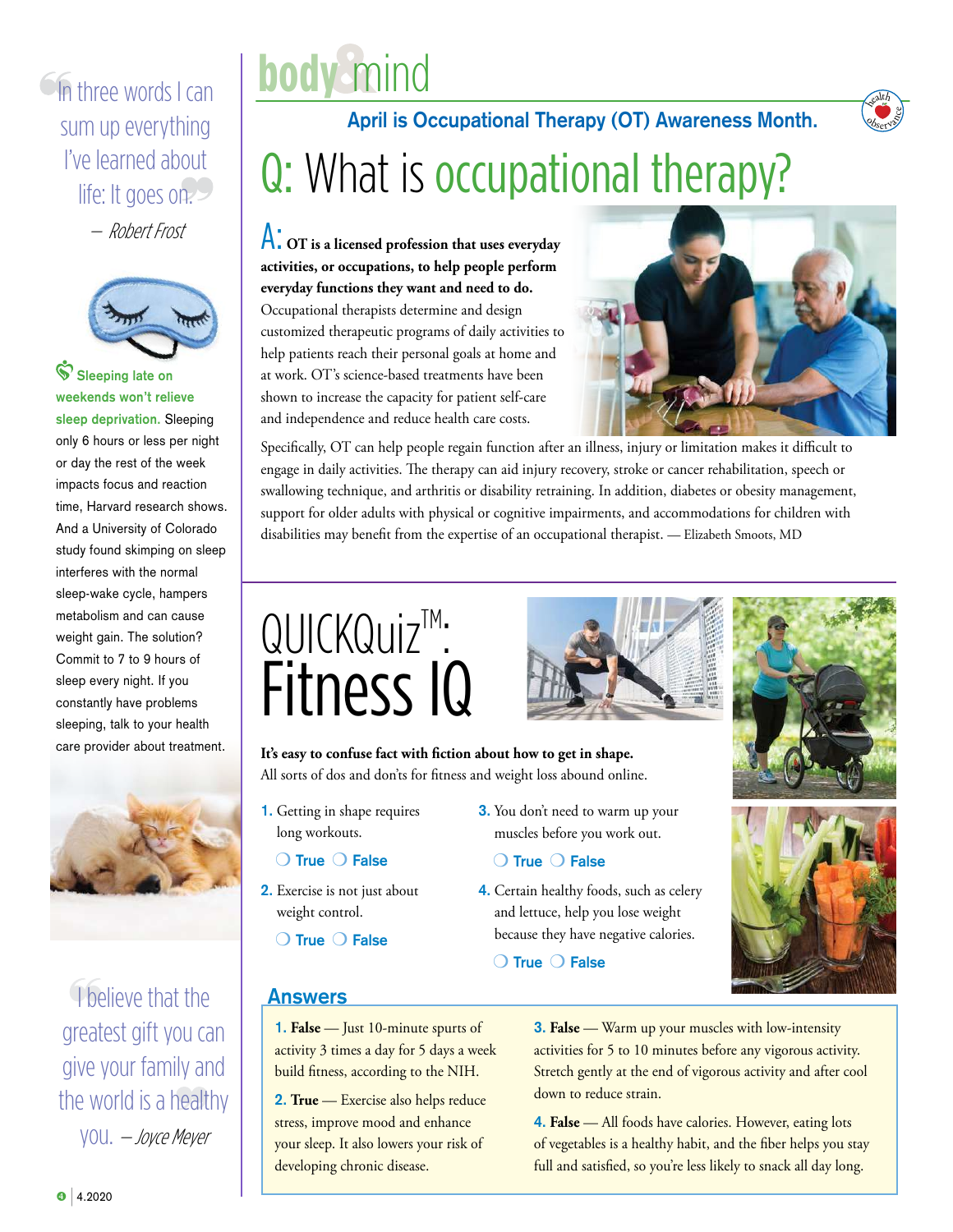> In three words I can sum up everything I've learned about life: It goes on.
>
> — *Robert Frost*

**Sleeping late on weekends won't relieve sleep deprivation.** Sleeping only 6 hours or less per night or day the rest of the week impacts focus and reaction time, Harvard research shows. And a University of Colorado study found skimping on sleep interferes with the normal sleep-wake cycle, hampers metabolism and can cause weight gain. The solution? Commit to 7 to 9 hours of sleep every night. If you constantly have problems sleeping, talk to your health care provider about treatment.

> I believe that the greatest gift you can give your family and the world is a healthy you.
>
> — *Joyce Meyer*

# body&mind

**April is Occupational Therapy (OT) Awareness Month.**

## Q: What is occupational therapy?

**A: OT is a licensed profession that uses everyday activities, or occupations, to help people perform everyday functions they want and need to do.** Occupational therapists determine and design customized therapeutic programs of daily activities to help patients reach their personal goals at home and at work. OT's science-based treatments have been shown to increase the capacity for patient self-care and independence and reduce health care costs.

Specifically, OT can help people regain function after an illness, injury or limitation makes it difficult to engage in daily activities. The therapy can aid injury recovery, stroke or cancer rehabilitation, speech or swallowing technique, and arthritis or disability retraining. In addition, diabetes or obesity management, support for older adults with physical or cognitive impairments, and accommodations for children with disabilities may benefit from the expertise of an occupational therapist. — Elizabeth Smoots, MD

## QUICKQuiz™: Fitness IQ

**It's easy to confuse fact with fiction about how to get in shape.** All sorts of dos and don'ts for fitness and weight loss abound online.

1. Getting in shape requires long workouts.
   ❍ True ❍ False
2. Exercise is not just about weight control.
   ❍ True ❍ False
3. You don't need to warm up your muscles before you work out.
   ❍ True ❍ False
4. Certain healthy foods, such as celery and lettuce, help you lose weight because they have negative calories.
   ❍ True ❍ False

### Answers

**1. False** — Just 10-minute spurts of activity 3 times a day for 5 days a week build fitness, according to the NIH.

**2. True** — Exercise also helps reduce stress, improve mood and enhance your sleep. It also lowers your risk of developing chronic disease.

**3. False** — Warm up your muscles with low-intensity activities for 5 to 10 minutes before any vigorous activity. Stretch gently at the end of vigorous activity and after cool down to reduce strain.

**4. False** — All foods have calories. However, eating lots of vegetables is a healthy habit, and the fiber helps you stay full and satisfied, so you're less likely to snack all day long.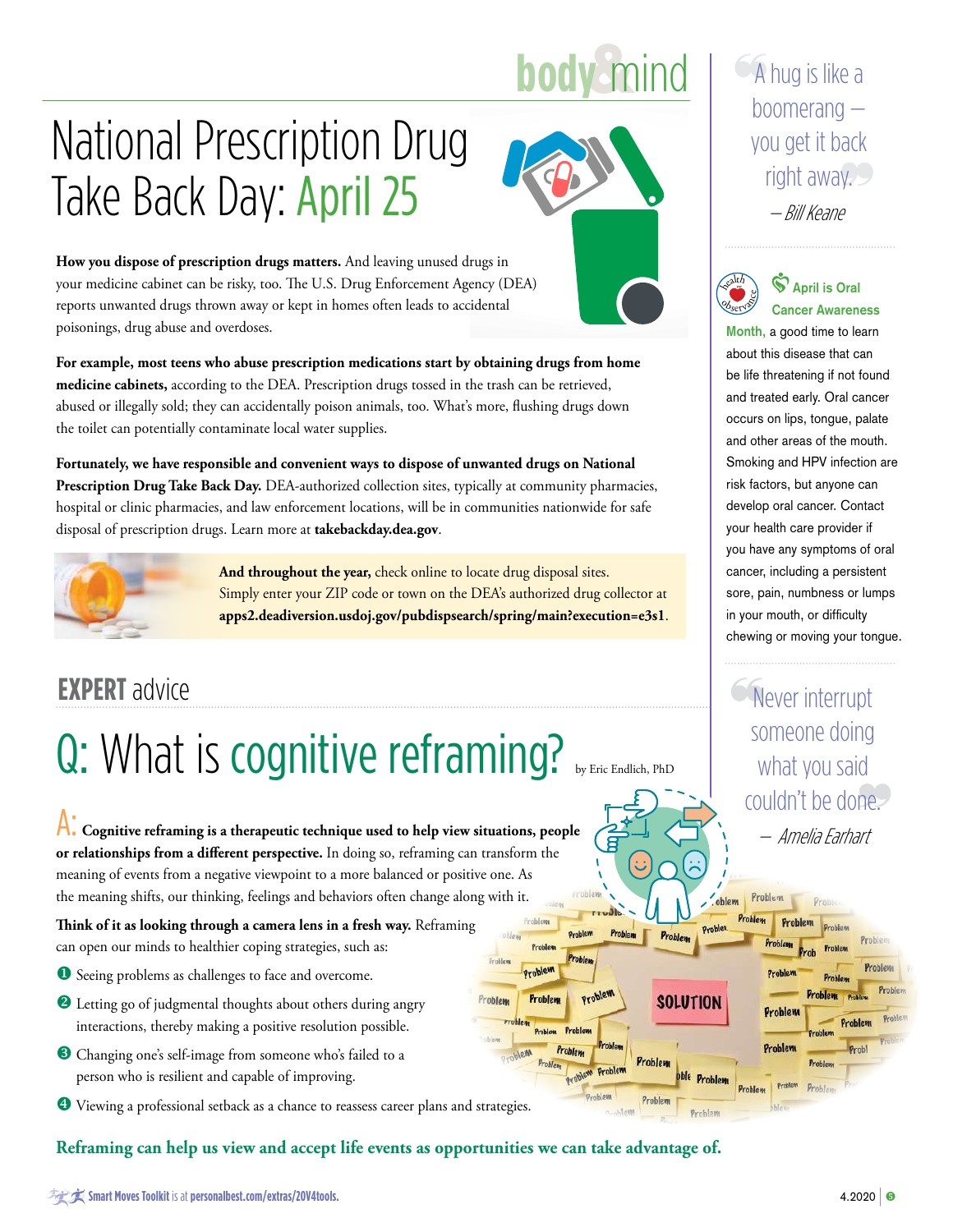# National Prescription Drug Take Back Day: April 25

**How you dispose of prescription drugs matters.** And leaving unused drugs in your medicine cabinet can be risky, too. The U.S. Drug Enforcement Agency (DEA) reports unwanted drugs thrown away or kept in homes often leads to accidental poisonings, drug abuse and overdoses.

**For example, most teens who abuse prescription medications start by obtaining drugs from home medicine cabinets,** according to the DEA. Prescription drugs tossed in the trash can be retrieved, abused or illegally sold; they can accidentally poison animals, too. What's more, flushing drugs down the toilet can potentially contaminate local water supplies.

**Fortunately, we have responsible and convenient ways to dispose of unwanted drugs on National Prescription Drug Take Back Day.** DEA-authorized collection sites, typically at community pharmacies, hospital or clinic pharmacies, and law enforcement locations, will be in communities nationwide for safe disposal of prescription drugs. Learn more at **takebackday.dea.gov**.

**And throughout the year,** check online to locate drug disposal sites. Simply enter your ZIP code or town on the DEA's authorized drug collector at **apps2.deadiversion.usdoj.gov/pubdispsearch/spring/main?execution=e3s1**.

## EXPERT advice

# Q: What is cognitive reframing?

by Eric Endlich, PhD

A: **Cognitive reframing is a therapeutic technique used to help view situations, people or relationships from a different perspective.** In doing so, reframing can transform the meaning of events from a negative viewpoint to a more balanced or positive one. As the meaning shifts, our thinking, feelings and behaviors often change along with it.

**Think of it as looking through a camera lens in a fresh way.** Reframing can open our minds to healthier coping strategies, such as:

1. Seeing problems as challenges to face and overcome.
2. Letting go of judgmental thoughts about others during angry interactions, thereby making a positive resolution possible.
3. Changing one's self-image from someone who's failed to a person who is resilient and capable of improving.
4. Viewing a professional setback as a chance to reassess career plans and strategies.

**Reframing can help us view and accept life events as opportunities we can take advantage of.**

---

"A hug is like a boomerang — you get it back right away."
*— Bill Keane*

**April is Oral Cancer Awareness Month,** a good time to learn about this disease that can be life threatening if not found and treated early. Oral cancer occurs on lips, tongue, palate and other areas of the mouth. Smoking and HPV infection are risk factors, but anyone can develop oral cancer. Contact your health care provider if you have any symptoms of oral cancer, including a persistent sore, pain, numbness or lumps in your mouth, or difficulty chewing or moving your tongue.

"Never interrupt someone doing what you said couldn't be done."
*— Amelia Earhart*

**Smart Moves Toolkit** is at **personalbest.com/extras/20V4tools.**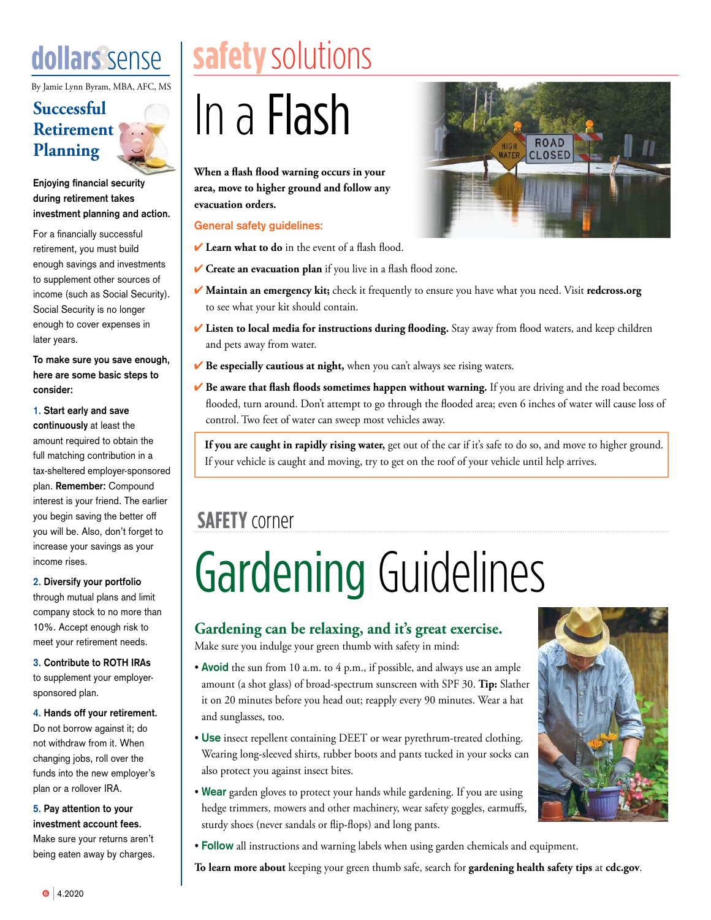## dollars&sense

By Jamie Lynn Byram, MBA, AFC, MS

### Successful Retirement Planning

**Enjoying financial security during retirement takes investment planning and action.**

For a financially successful retirement, you must build enough savings and investments to supplement other sources of income (such as Social Security). Social Security is no longer enough to cover expenses in later years.

**To make sure you save enough, here are some basic steps to consider:**

1. **Start early and save continuously** at least the amount required to obtain the full matching contribution in a tax-sheltered employer-sponsored plan. **Remember:** Compound interest is your friend. The earlier you begin saving the better off you will be. Also, don't forget to increase your savings as your income rises.
2. **Diversify your portfolio** through mutual plans and limit company stock to no more than 10%. Accept enough risk to meet your retirement needs.
3. **Contribute to ROTH IRAs** to supplement your employer-sponsored plan.
4. **Hands off your retirement.** Do not borrow against it; do not withdraw from it. When changing jobs, roll over the funds into the new employer's plan or a rollover IRA.
5. **Pay attention to your investment account fees.** Make sure your returns aren't being eaten away by charges.

## safety solutions

# In a Flash

**When a flash flood warning occurs in your area, move to higher ground and follow any evacuation orders.**

**General safety guidelines:**

- ✔ **Learn what to do** in the event of a flash flood.
- ✔ **Create an evacuation plan** if you live in a flash flood zone.
- ✔ **Maintain an emergency kit;** check it frequently to ensure you have what you need. Visit **redcross.org** to see what your kit should contain.
- ✔ **Listen to local media for instructions during flooding.** Stay away from flood waters, and keep children and pets away from water.
- ✔ **Be especially cautious at night,** when you can't always see rising waters.
- ✔ **Be aware that flash floods sometimes happen without warning.** If you are driving and the road becomes flooded, turn around. Don't attempt to go through the flooded area; even 6 inches of water will cause loss of control. Two feet of water can sweep most vehicles away.

**If you are caught in rapidly rising water,** get out of the car if it's safe to do so, and move to higher ground. If your vehicle is caught and moving, try to get on the roof of your vehicle until help arrives.

## SAFETY corner

# Gardening Guidelines

### Gardening can be relaxing, and it's great exercise.

Make sure you indulge your green thumb with safety in mind:

- **Avoid** the sun from 10 a.m. to 4 p.m., if possible, and always use an ample amount (a shot glass) of broad-spectrum sunscreen with SPF 30. **Tip:** Slather it on 20 minutes before you head out; reapply every 90 minutes. Wear a hat and sunglasses, too.
- **Use** insect repellent containing DEET or wear pyrethrum-treated clothing. Wearing long-sleeved shirts, rubber boots and pants tucked in your socks can also protect you against insect bites.
- **Wear** garden gloves to protect your hands while gardening. If you are using hedge trimmers, mowers and other machinery, wear safety goggles, earmuffs, sturdy shoes (never sandals or flip-flops) and long pants.
- **Follow** all instructions and warning labels when using garden chemicals and equipment.

**To learn more about** keeping your green thumb safe, search for **gardening health safety tips** at **cdc.gov**.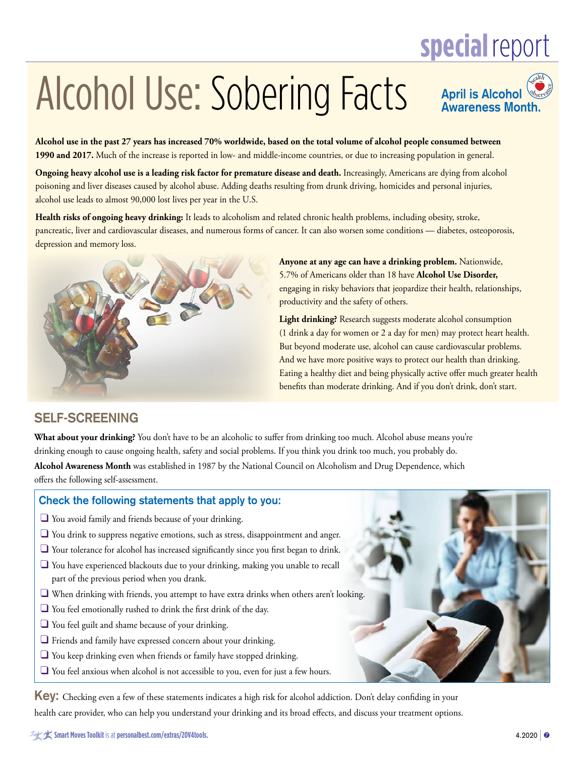special report

# Alcohol Use: Sobering Facts

**April is Alcohol Awareness Month.**

**Alcohol use in the past 27 years has increased 70% worldwide, based on the total volume of alcohol people consumed between 1990 and 2017.** Much of the increase is reported in low- and middle-income countries, or due to increasing population in general.

**Ongoing heavy alcohol use is a leading risk factor for premature disease and death.** Increasingly, Americans are dying from alcohol poisoning and liver diseases caused by alcohol abuse. Adding deaths resulting from drunk driving, homicides and personal injuries, alcohol use leads to almost 90,000 lost lives per year in the U.S.

**Health risks of ongoing heavy drinking:** It leads to alcoholism and related chronic health problems, including obesity, stroke, pancreatic, liver and cardiovascular diseases, and numerous forms of cancer. It can also worsen some conditions — diabetes, osteoporosis, depression and memory loss.

**Anyone at any age can have a drinking problem.** Nationwide, 5.7% of Americans older than 18 have **Alcohol Use Disorder,** engaging in risky behaviors that jeopardize their health, relationships, productivity and the safety of others.

**Light drinking?** Research suggests moderate alcohol consumption (1 drink a day for women or 2 a day for men) may protect heart health. But beyond moderate use, alcohol can cause cardiovascular problems. And we have more positive ways to protect our health than drinking. Eating a healthy diet and being physically active offer much greater health benefits than moderate drinking. And if you don't drink, don't start.

## SELF-SCREENING

**What about your drinking?** You don't have to be an alcoholic to suffer from drinking too much. Alcohol abuse means you're drinking enough to cause ongoing health, safety and social problems. If you think you drink too much, you probably do.

**Alcohol Awareness Month** was established in 1987 by the National Council on Alcoholism and Drug Dependence, which offers the following self-assessment.

### Check the following statements that apply to you:

- ❑ You avoid family and friends because of your drinking.
- ❑ You drink to suppress negative emotions, such as stress, disappointment and anger.
- ❑ Your tolerance for alcohol has increased significantly since you first began to drink.
- ❑ You have experienced blackouts due to your drinking, making you unable to recall part of the previous period when you drank.
- ❑ When drinking with friends, you attempt to have extra drinks when others aren't looking.
- ❑ You feel emotionally rushed to drink the first drink of the day.
- ❑ You feel guilt and shame because of your drinking.
- ❑ Friends and family have expressed concern about your drinking.
- ❑ You keep drinking even when friends or family have stopped drinking.
- ❑ You feel anxious when alcohol is not accessible to you, even for just a few hours.

**Key:** Checking even a few of these statements indicates a high risk for alcohol addiction. Don't delay confiding in your health care provider, who can help you understand your drinking and its broad effects, and discuss your treatment options.

**Smart Moves Toolkit** is at **personalbest.com/extras/20V4tools.**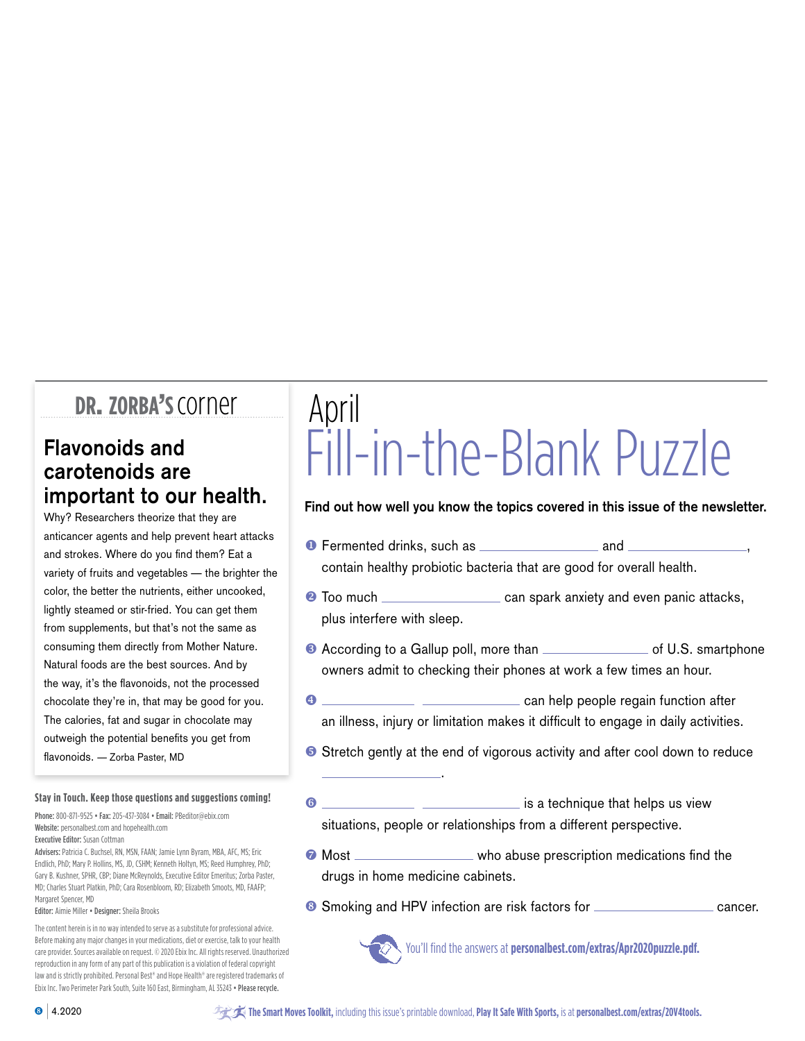## DR. ZORBA'S corner

### Flavonoids and carotenoids are important to our health.

Why? Researchers theorize that they are anticancer agents and help prevent heart attacks and strokes. Where do you find them? Eat a variety of fruits and vegetables — the brighter the color, the better the nutrients, either uncooked, lightly steamed or stir-fried. You can get them from supplements, but that's not the same as consuming them directly from Mother Nature. Natural foods are the best sources. And by the way, it's the flavonoids, not the processed chocolate they're in, that may be good for you. The calories, fat and sugar in chocolate may outweigh the potential benefits you get from flavonoids. — Zorba Paster, MD

**Stay in Touch. Keep those questions and suggestions coming!**

**Phone:** 800-871-9525 • **Fax:** 205-437-3084 • **Email:** PBeditor@ebix.com
**Website:** personalbest.com and hopehealth.com
**Executive Editor:** Susan Cottman
**Advisers:** Patricia C. Buchsel, RN, MSN, FAAN; Jamie Lynn Byram, MBA, AFC, MS; Eric Endlich, PhD; Mary P. Hollins, MS, JD, CSHM; Kenneth Holtyn, MS; Reed Humphrey, PhD; Gary B. Kushner, SPHR, CBP; Diane McReynolds, Executive Editor Emeritus; Zorba Paster, MD; Charles Stuart Platkin, PhD; Cara Rosenbloom, RD; Elizabeth Smoots, MD, FAAFP; Margaret Spencer, MD
**Editor:** Aimie Miller • **Designer:** Sheila Brooks

The content herein is in no way intended to serve as a substitute for professional advice. Before making any major changes in your medications, diet or exercise, talk to your health care provider. Sources available on request. © 2020 Ebix Inc. All rights reserved. Unauthorized reproduction in any form of any part of this publication is a violation of federal copyright law and is strictly prohibited. Personal Best® and Hope Health® are registered trademarks of Ebix Inc. Two Perimeter Park South, Suite 160 East, Birmingham, AL 35243 • **Please recycle.**

# April Fill-in-the-Blank Puzzle

**Find out how well you know the topics covered in this issue of the newsletter.**

1. Fermented drinks, such as ______________ and ______________, contain healthy probiotic bacteria that are good for overall health.
2. Too much ______________ can spark anxiety and even panic attacks, plus interfere with sleep.
3. According to a Gallup poll, more than ______________ of U.S. smartphone owners admit to checking their phones at work a few times an hour.
4. ______________ ______________ can help people regain function after an illness, injury or limitation makes it difficult to engage in daily activities.
5. Stretch gently at the end of vigorous activity and after cool down to reduce ______________.
6. ______________ ______________ is a technique that helps us view situations, people or relationships from a different perspective.
7. Most ______________ who abuse prescription medications find the drugs in home medicine cabinets.
8. Smoking and HPV infection are risk factors for ______________ cancer.

You'll find the answers at **personalbest.com/extras/Apr2020puzzle.pdf.**

**The Smart Moves Toolkit,** including this issue's printable download, **Play It Safe With Sports,** is at **personalbest.com/extras/20V4tools.**